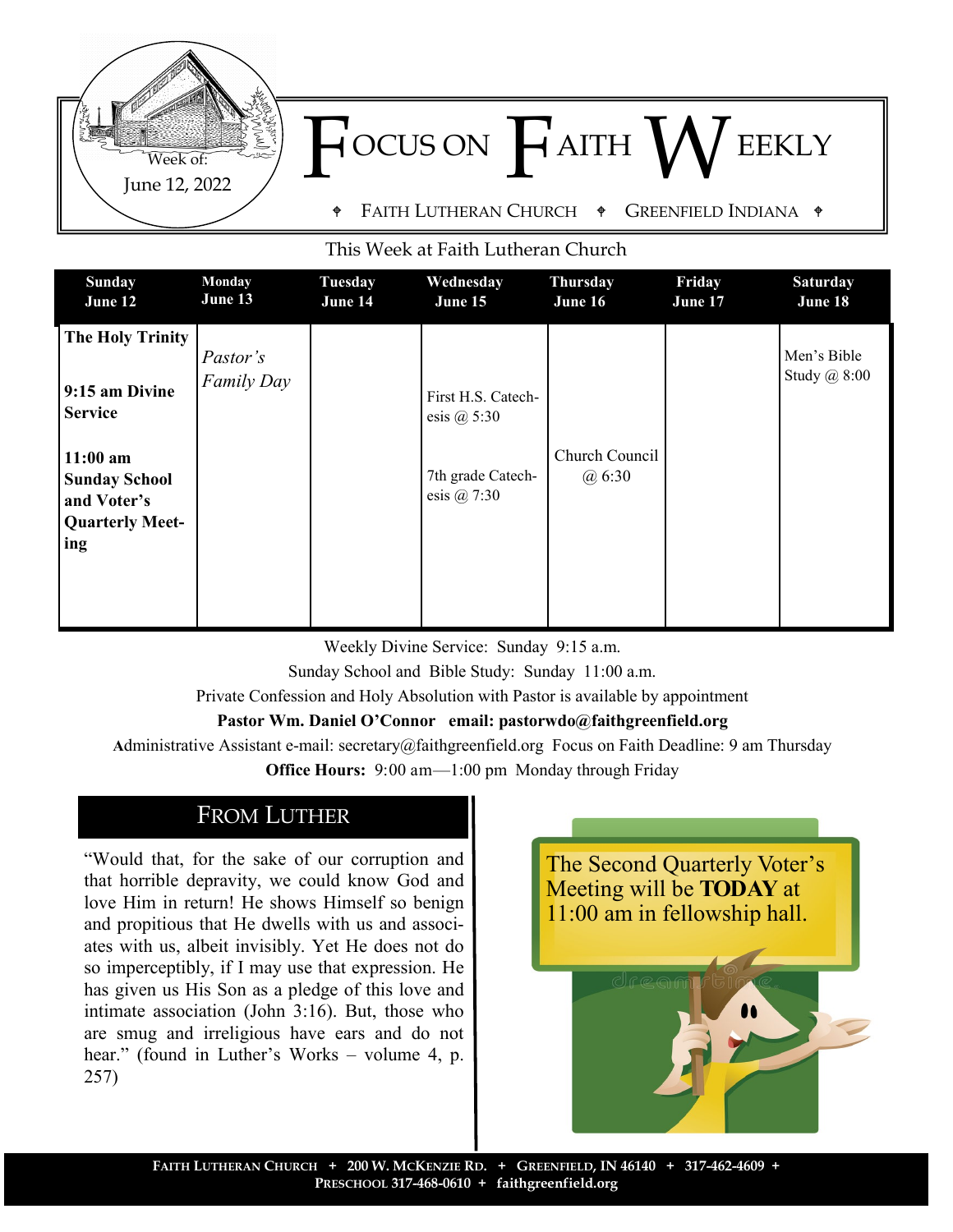Week of: June 12, 2022

# FOCUS ON FAITH WEEKLY

FAITH LUTHERAN CHURCH ⌖ GREENFIELD INDIANA

## This Week at Faith Lutheran Church

| Sunday June 12 | Monday June 13 | Tuesday June 14 | Wednesday June 15 | Thursday June 16 | Friday June 17 | Saturday June 18 |
|---|---|---|---|---|---|---|
| **The Holy Trinity**<br><br>**9:15 am Divine Service**<br><br>**11:00 am Sunday School and Voter's Quarterly Meeting** | *Pastor's Family Day* | | First H.S. Catechesis @ 5:30<br><br>7th grade Catechesis @ 7:30 | Church Council @ 6:30 | | Men's Bible Study @ 8:00 |

Weekly Divine Service: Sunday 9:15 a.m.

Sunday School and Bible Study: Sunday 11:00 a.m.

Private Confession and Holy Absolution with Pastor is available by appointment

**Pastor Wm. Daniel O'Connor email: pastorwdo@faithgreenfield.org**

Administrative Assistant e-mail: secretary@faithgreenfield.org Focus on Faith Deadline: 9 am Thursday

**Office Hours:** 9:00 am—1:00 pm Monday through Friday

## FROM LUTHER

"Would that, for the sake of our corruption and that horrible depravity, we could know God and love Him in return! He shows Himself so benign and propitious that He dwells with us and associates with us, albeit invisibly. Yet He does not do so imperceptibly, if I may use that expression. He has given us His Son as a pledge of this love and intimate association (John 3:16). But, those who are smug and irreligious have ears and do not hear." (found in Luther's Works – volume 4, p. 257)

The Second Quarterly Voter's Meeting will be **TODAY** at 11:00 am in fellowship hall.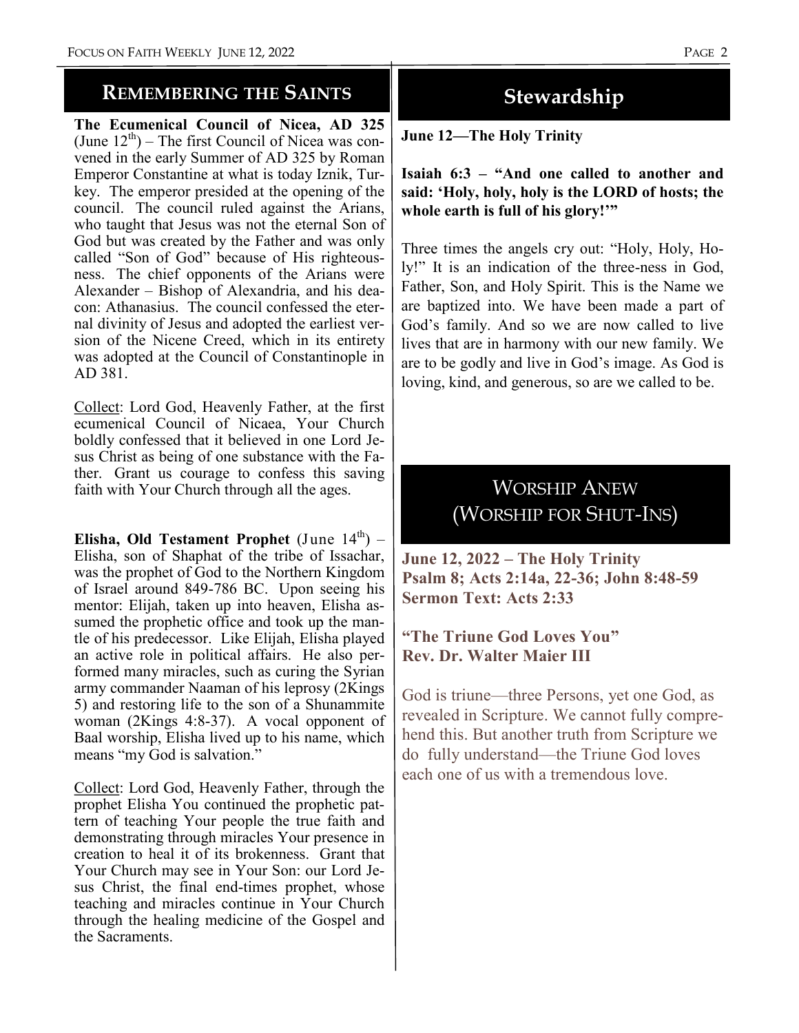## Remembering the Saints

**The Ecumenical Council of Nicea, AD 325** (June 12th) – The first Council of Nicea was convened in the early Summer of AD 325 by Roman Emperor Constantine at what is today Iznik, Turkey. The emperor presided at the opening of the council. The council ruled against the Arians, who taught that Jesus was not the eternal Son of God but was created by the Father and was only called "Son of God" because of His righteousness. The chief opponents of the Arians were Alexander – Bishop of Alexandria, and his deacon: Athanasius. The council confessed the eternal divinity of Jesus and adopted the earliest version of the Nicene Creed, which in its entirety was adopted at the Council of Constantinople in AD 381.

Collect: Lord God, Heavenly Father, at the first ecumenical Council of Nicaea, Your Church boldly confessed that it believed in one Lord Jesus Christ as being of one substance with the Father. Grant us courage to confess this saving faith with Your Church through all the ages.

**Elisha, Old Testament Prophet** (June 14th) – Elisha, son of Shaphat of the tribe of Issachar, was the prophet of God to the Northern Kingdom of Israel around 849-786 BC. Upon seeing his mentor: Elijah, taken up into heaven, Elisha assumed the prophetic office and took up the mantle of his predecessor. Like Elijah, Elisha played an active role in political affairs. He also performed many miracles, such as curing the Syrian army commander Naaman of his leprosy (2Kings 5) and restoring life to the son of a Shunammite woman (2Kings 4:8-37). A vocal opponent of Baal worship, Elisha lived up to his name, which means "my God is salvation."

Collect: Lord God, Heavenly Father, through the prophet Elisha You continued the prophetic pattern of teaching Your people the true faith and demonstrating through miracles Your presence in creation to heal it of its brokenness. Grant that Your Church may see in Your Son: our Lord Jesus Christ, the final end-times prophet, whose teaching and miracles continue in Your Church through the healing medicine of the Gospel and the Sacraments.

## Stewardship

**June 12—The Holy Trinity**

**Isaiah 6:3 – "And one called to another and said: 'Holy, holy, holy is the LORD of hosts; the whole earth is full of his glory!'"**

Three times the angels cry out: "Holy, Holy, Holy!" It is an indication of the three-ness in God, Father, Son, and Holy Spirit. This is the Name we are baptized into. We have been made a part of God's family. And so we are now called to live lives that are in harmony with our new family. We are to be godly and live in God's image. As God is loving, kind, and generous, so are we called to be.

## Worship Anew (Worship for Shut-Ins)

**June 12, 2022 – The Holy Trinity**
**Psalm 8; Acts 2:14a, 22-36; John 8:48-59**
**Sermon Text: Acts 2:33**

**"The Triune God Loves You"**
**Rev. Dr. Walter Maier III**

God is triune—three Persons, yet one God, as revealed in Scripture. We cannot fully comprehend this. But another truth from Scripture we do fully understand—the Triune God loves each one of us with a tremendous love.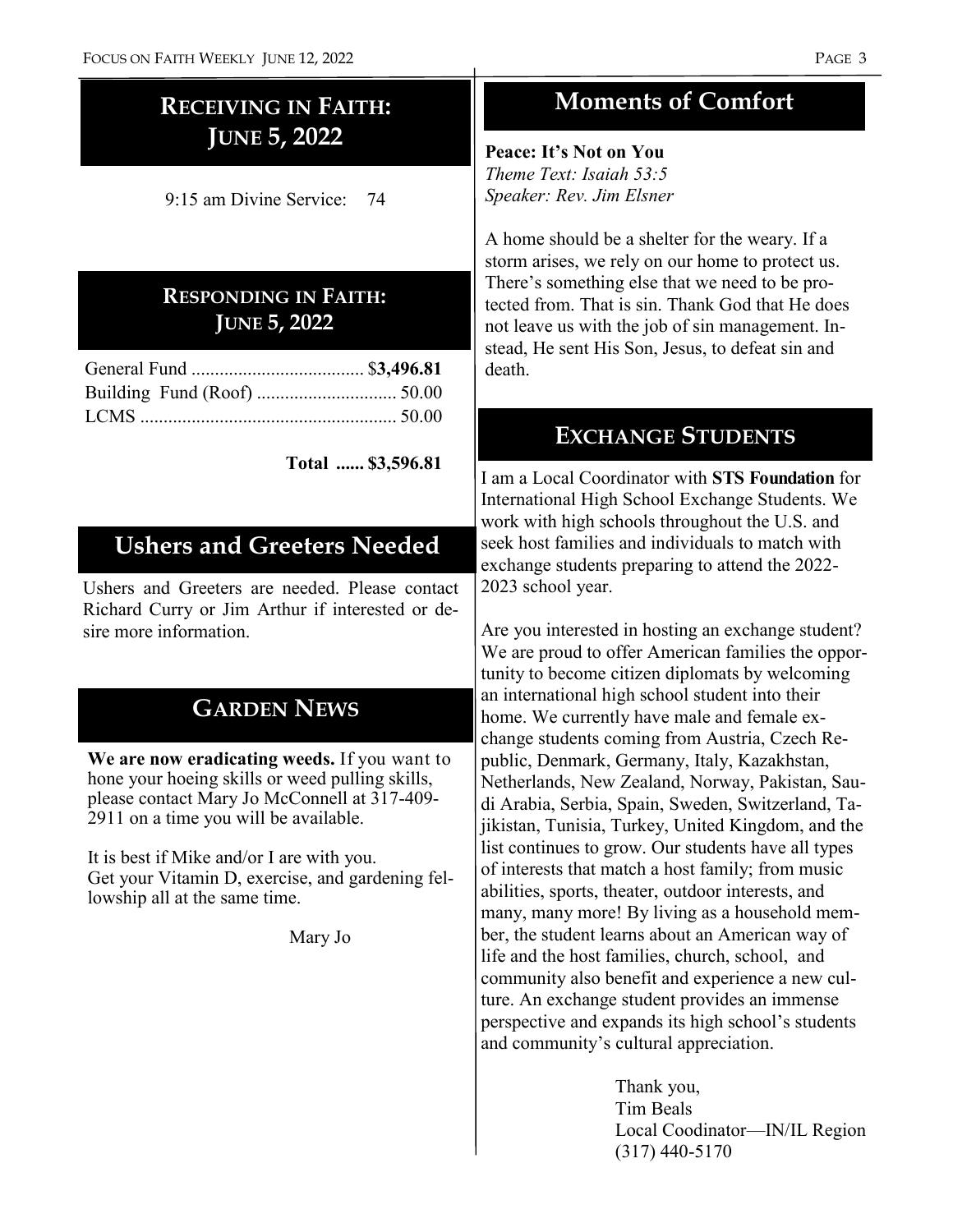## Receiving in Faith: June 5, 2022

9:15 am Divine Service: 74

## Responding in Faith: June 5, 2022

| | |
|---|---|
| General Fund | $**3,496.81** |
| Building Fund (Roof) | 50.00 |
| LCMS | 50.00 |
| **Total** | **$3,596.81** |

## Ushers and Greeters Needed

Ushers and Greeters are needed. Please contact Richard Curry or Jim Arthur if interested or desire more information.

## Garden News

**We are now eradicating weeds.** If you want to hone your hoeing skills or weed pulling skills, please contact Mary Jo McConnell at 317-409-2911 on a time you will be available.

It is best if Mike and/or I are with you.
Get your Vitamin D, exercise, and gardening fellowship all at the same time.

Mary Jo

## Moments of Comfort

**Peace: It's Not on You**
*Theme Text: Isaiah 53:5*
*Speaker: Rev. Jim Elsner*

A home should be a shelter for the weary. If a storm arises, we rely on our home to protect us. There's something else that we need to be protected from. That is sin. Thank God that He does not leave us with the job of sin management. Instead, He sent His Son, Jesus, to defeat sin and death.

## Exchange Students

I am a Local Coordinator with **STS Foundation** for International High School Exchange Students. We work with high schools throughout the U.S. and seek host families and individuals to match with exchange students preparing to attend the 2022-2023 school year.

Are you interested in hosting an exchange student? We are proud to offer American families the opportunity to become citizen diplomats by welcoming an international high school student into their home. We currently have male and female exchange students coming from Austria, Czech Republic, Denmark, Germany, Italy, Kazakhstan, Netherlands, New Zealand, Norway, Pakistan, Saudi Arabia, Serbia, Spain, Sweden, Switzerland, Tajikistan, Tunisia, Turkey, United Kingdom, and the list continues to grow. Our students have all types of interests that match a host family; from music abilities, sports, theater, outdoor interests, and many, many more! By living as a household member, the student learns about an American way of life and the host families, church, school, and community also benefit and experience a new culture. An exchange student provides an immense perspective and expands its high school's students and community's cultural appreciation.

Thank you,
Tim Beals
Local Coodinator—IN/IL Region
(317) 440-5170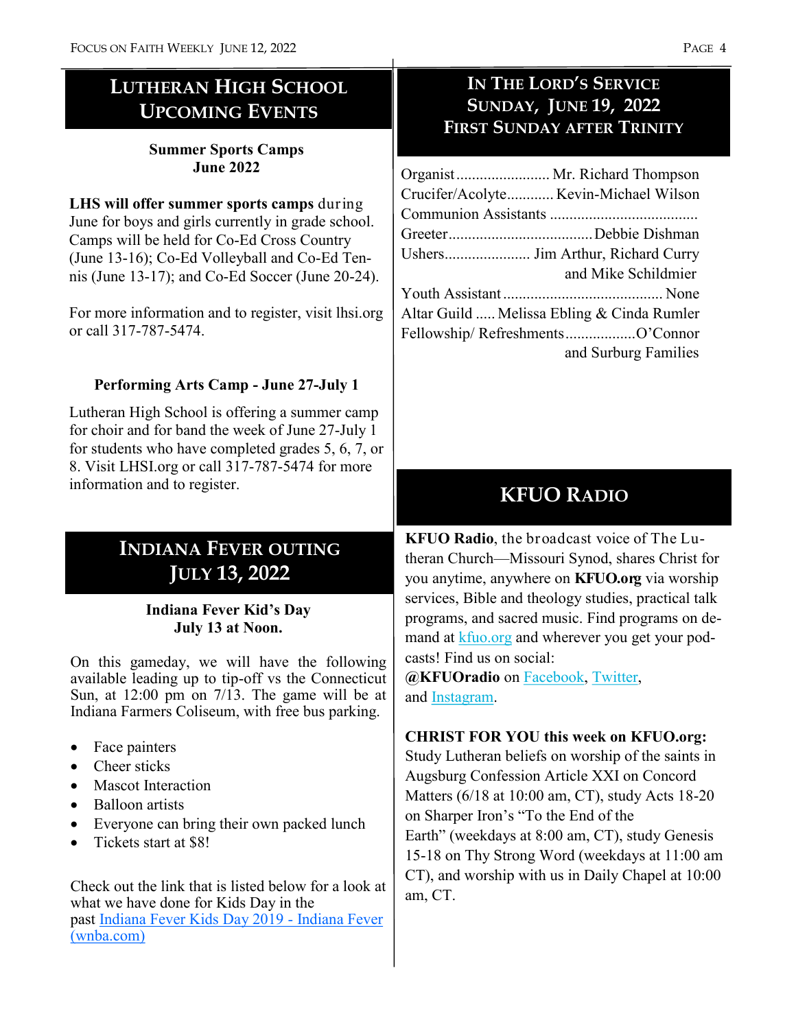## Lutheran High School Upcoming Events

**Summer Sports Camps**
**June 2022**

**LHS will offer summer sports camps** during June for boys and girls currently in grade school. Camps will be held for Co-Ed Cross Country (June 13-16); Co-Ed Volleyball and Co-Ed Tennis (June 13-17); and Co-Ed Soccer (June 20-24).

For more information and to register, visit lhsi.org or call 317-787-5474.

**Performing Arts Camp - June 27-July 1**

Lutheran High School is offering a summer camp for choir and for band the week of June 27-July 1 for students who have completed grades 5, 6, 7, or 8. Visit LHSI.org or call 317-787-5474 for more information and to register.

## Indiana Fever Outing July 13, 2022

**Indiana Fever Kid's Day**
**July 13 at Noon.**

On this gameday, we will have the following available leading up to tip-off vs the Connecticut Sun, at 12:00 pm on 7/13. The game will be at Indiana Farmers Coliseum, with free bus parking.

- Face painters
- Cheer sticks
- Mascot Interaction
- Balloon artists
- Everyone can bring their own packed lunch
- Tickets start at $8!

Check out the link that is listed below for a look at what we have done for Kids Day in the past [Indiana Fever Kids Day 2019 - Indiana Fever (wnba.com)]

## In The Lord's Service Sunday, June 19, 2022 First Sunday after Trinity

Organist........................ Mr. Richard Thompson
Crucifer/Acolyte............ Kevin-Michael Wilson
Communion Assistants ......................................
Greeter..................................... Debbie Dishman
Ushers...................... Jim Arthur, Richard Curry and Mike Schildmier
Youth Assistant ......................................... None
Altar Guild ..... Melissa Ebling & Cinda Rumler
Fellowship/ Refreshments..................O'Connor and Surburg Families

## KFUO Radio

**KFUO Radio**, the broadcast voice of The Lutheran Church—Missouri Synod, shares Christ for you anytime, anywhere on **KFUO.org** via worship services, Bible and theology studies, practical talk programs, and sacred music. Find programs on demand at kfuo.org and wherever you get your podcasts! Find us on social: **@KFUOradio** on Facebook, Twitter, and Instagram.

**CHRIST FOR YOU this week on KFUO.org:** Study Lutheran beliefs on worship of the saints in Augsburg Confession Article XXI on Concord Matters (6/18 at 10:00 am, CT), study Acts 18-20 on Sharper Iron's "To the End of the Earth" (weekdays at 8:00 am, CT), study Genesis 15-18 on Thy Strong Word (weekdays at 11:00 am CT), and worship with us in Daily Chapel at 10:00 am, CT.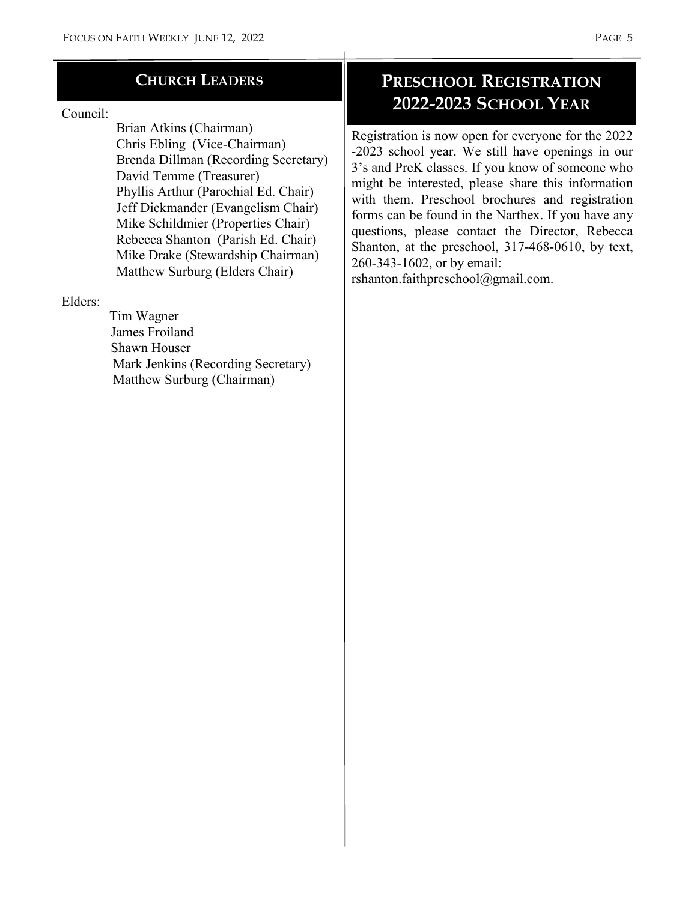## Church Leaders

Council:

Brian Atkins (Chairman)
Chris Ebling (Vice-Chairman)
Brenda Dillman (Recording Secretary)
David Temme (Treasurer)
Phyllis Arthur (Parochial Ed. Chair)
Jeff Dickmander (Evangelism Chair)
Mike Schildmier (Properties Chair)
Rebecca Shanton (Parish Ed. Chair)
Mike Drake (Stewardship Chairman)
Matthew Surburg (Elders Chair)

Elders:

Tim Wagner
James Froiland
Shawn Houser
Mark Jenkins (Recording Secretary)
Matthew Surburg (Chairman)

## Preschool Registration 2022-2023 School Year

Registration is now open for everyone for the 2022-2023 school year. We still have openings in our 3's and PreK classes. If you know of someone who might be interested, please share this information with them. Preschool brochures and registration forms can be found in the Narthex. If you have any questions, please contact the Director, Rebecca Shanton, at the preschool, 317-468-0610, by text, 260-343-1602, or by email: rshanton.faithpreschool@gmail.com.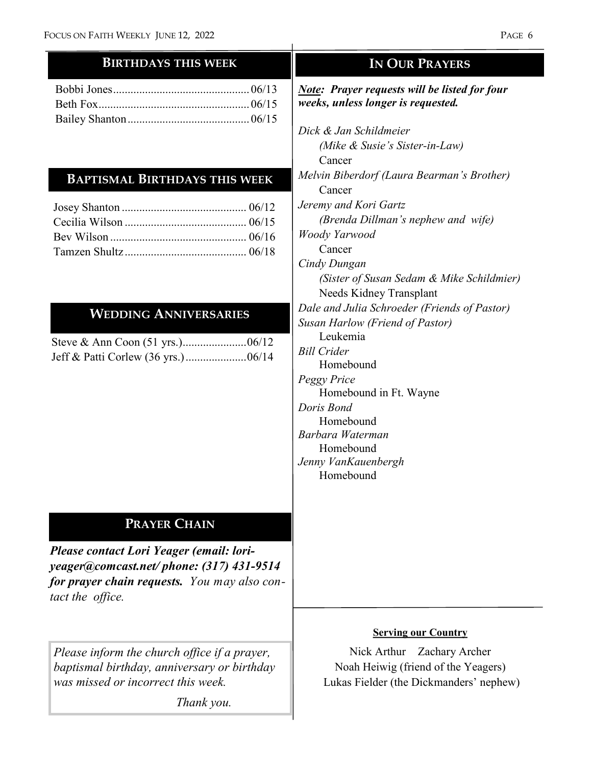## BIRTHDAYS THIS WEEK

Bobbi Jones............................................... 06/13
Beth Fox.................................................... 06/15
Bailey Shanton.......................................... 06/15

## BAPTISMAL BIRTHDAYS THIS WEEK

Josey Shanton ........................................... 06/12
Cecilia Wilson .......................................... 06/15
Bev Wilson ............................................... 06/16
Tamzen Shultz.......................................... 06/18

## WEDDING ANNIVERSARIES

Steve & Ann Coon (51 yrs.)......................06/12
Jeff & Patti Corlew (36 yrs.).....................06/14

## PRAYER CHAIN

***Please contact Lori Yeager (email: lori-yeager@comcast.net/ phone: (317) 431-9514 for prayer chain requests.*** *You may also contact the office.*

*Please inform the church office if a prayer, baptismal birthday, anniversary or birthday was missed or incorrect this week.*

*Thank you.*

## IN OUR PRAYERS

***Note:* Prayer requests will be listed for four weeks, unless longer is requested.**

*Dick & Jan Schildmeier*
*(Mike & Susie's Sister-in-Law)*
Cancer
*Melvin Biberdorf (Laura Bearman's Brother)*
Cancer
*Jeremy and Kori Gartz*
*(Brenda Dillman's nephew and wife)*
*Woody Yarwood*
Cancer
*Cindy Dungan*
*(Sister of Susan Sedam & Mike Schildmier)*
Needs Kidney Transplant
*Dale and Julia Schroeder (Friends of Pastor)*
*Susan Harlow (Friend of Pastor)*
Leukemia
*Bill Crider*
Homebound
*Peggy Price*
Homebound in Ft. Wayne
*Doris Bond*
Homebound
*Barbara Waterman*
Homebound
*Jenny VanKauenbergh*
Homebound

**Serving our Country**

Nick Arthur Zachary Archer
Noah Heiwig (friend of the Yeagers)
Lukas Fielder (the Dickmanders' nephew)